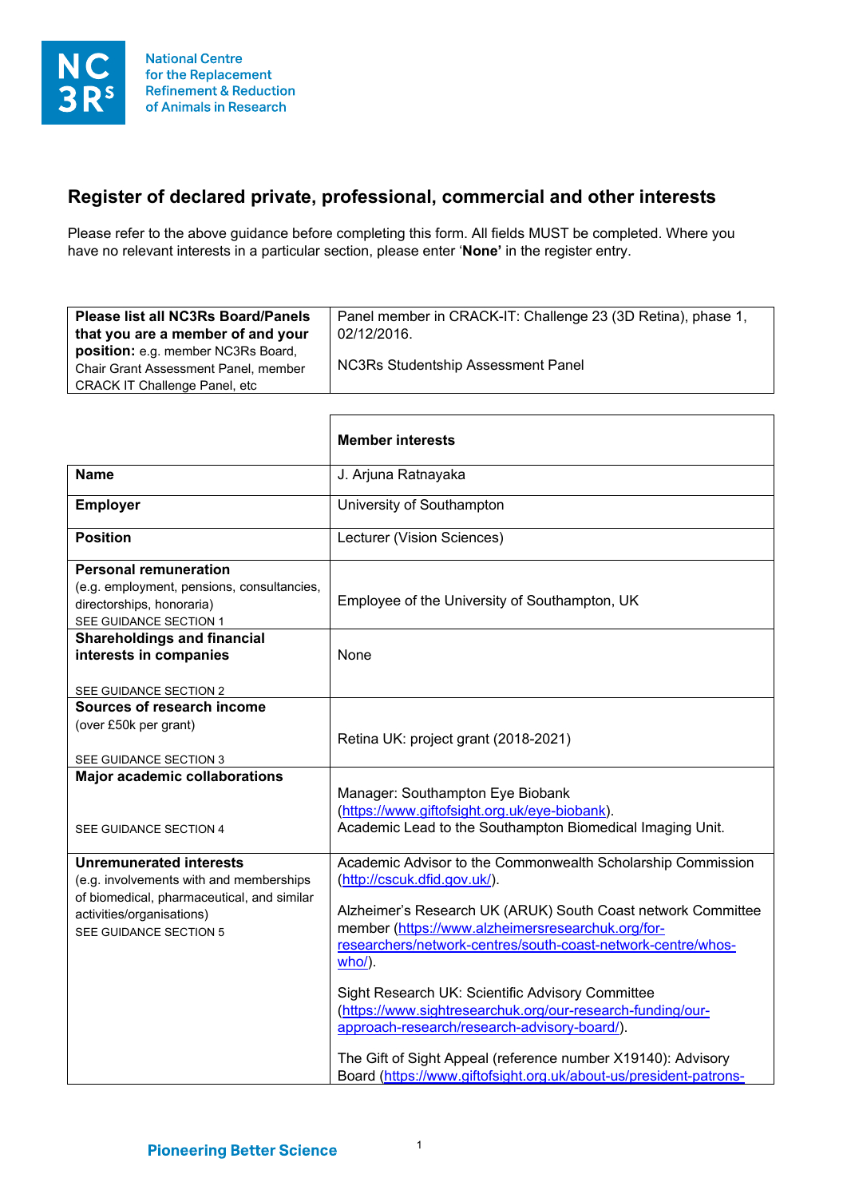National Centre for the Replacement Refinement & Reduction of Animals in Research

## Register of declared private, professional, commercial and other interests

Please refer to the above guidance before completing this form. All fields MUST be completed. Where you have no relevant interests in a particular section, please enter '**None**' in the register entry.

| **Please list all NC3Rs Board/Panels that you are a member of and your position:** e.g. member NC3Rs Board, Chair Grant Assessment Panel, member CRACK IT Challenge Panel, etc | Panel member in CRACK-IT: Challenge 23 (3D Retina), phase 1, 02/12/2016.<br><br>NC3Rs Studentship Assessment Panel |
|---|---|

| | **Member interests** |
|---|---|
| **Name** | J. Arjuna Ratnayaka |
| **Employer** | University of Southampton |
| **Position** | Lecturer (Vision Sciences) |
| **Personal remuneration** (e.g. employment, pensions, consultancies, directorships, honoraria) SEE GUIDANCE SECTION 1 | Employee of the University of Southampton, UK |
| **Shareholdings and financial interests in companies** SEE GUIDANCE SECTION 2 | None |
| **Sources of research income** (over £50k per grant) SEE GUIDANCE SECTION 3 | Retina UK: project grant (2018-2021) |
| **Major academic collaborations** SEE GUIDANCE SECTION 4 | Manager: Southampton Eye Biobank (https://www.giftofsight.org.uk/eye-biobank).<br>Academic Lead to the Southampton Biomedical Imaging Unit. |
| **Unremunerated interests** (e.g. involvements with and memberships of biomedical, pharmaceutical, and similar activities/organisations) SEE GUIDANCE SECTION 5 | Academic Advisor to the Commonwealth Scholarship Commission (http://cscuk.dfid.gov.uk/).<br><br>Alzheimer's Research UK (ARUK) South Coast network Committee member (https://www.alzheimersresearchuk.org/for-researchers/network-centres/south-coast-network-centre/whos-who/).<br><br>Sight Research UK: Scientific Advisory Committee (https://www.sightresearchuk.org/our-research-funding/our-approach-research/research-advisory-board/).<br><br>The Gift of Sight Appeal (reference number X19140): Advisory Board (https://www.giftofsight.org.uk/about-us/president-patrons- |

Pioneering Better Science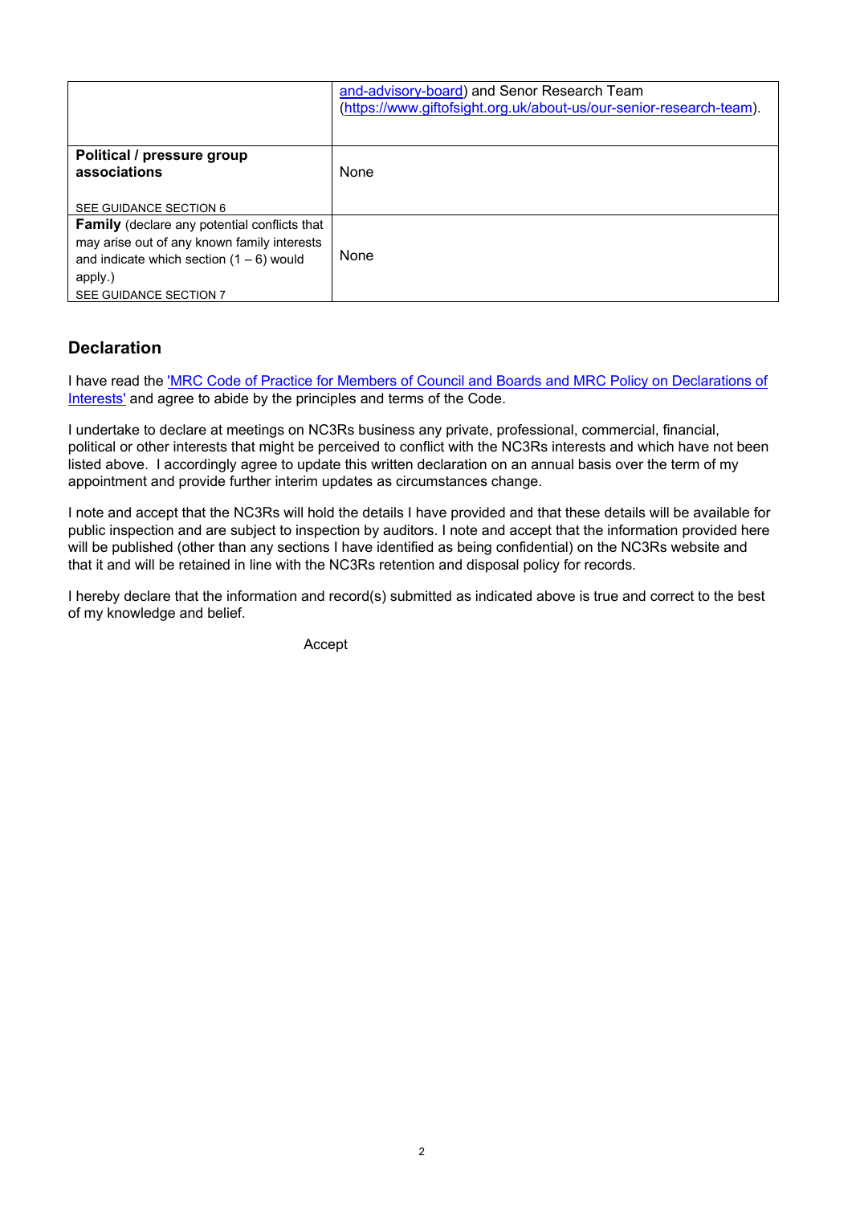| | |
|---|---|
| | and-advisory-board) and Senor Research Team (https://www.giftofsight.org.uk/about-us/our-senior-research-team). |
| **Political / pressure group associations**<br><br>SEE GUIDANCE SECTION 6 | None |
| **Family** (declare any potential conflicts that may arise out of any known family interests and indicate which section (1 – 6) would apply.)<br>SEE GUIDANCE SECTION 7 | None |

## Declaration

I have read the 'MRC Code of Practice for Members of Council and Boards and MRC Policy on Declarations of Interests' and agree to abide by the principles and terms of the Code.

I undertake to declare at meetings on NC3Rs business any private, professional, commercial, financial, political or other interests that might be perceived to conflict with the NC3Rs interests and which have not been listed above. I accordingly agree to update this written declaration on an annual basis over the term of my appointment and provide further interim updates as circumstances change.

I note and accept that the NC3Rs will hold the details I have provided and that these details will be available for public inspection and are subject to inspection by auditors. I note and accept that the information provided here will be published (other than any sections I have identified as being confidential) on the NC3Rs website and that it and will be retained in line with the NC3Rs retention and disposal policy for records.

I hereby declare that the information and record(s) submitted as indicated above is true and correct to the best of my knowledge and belief.

Accept